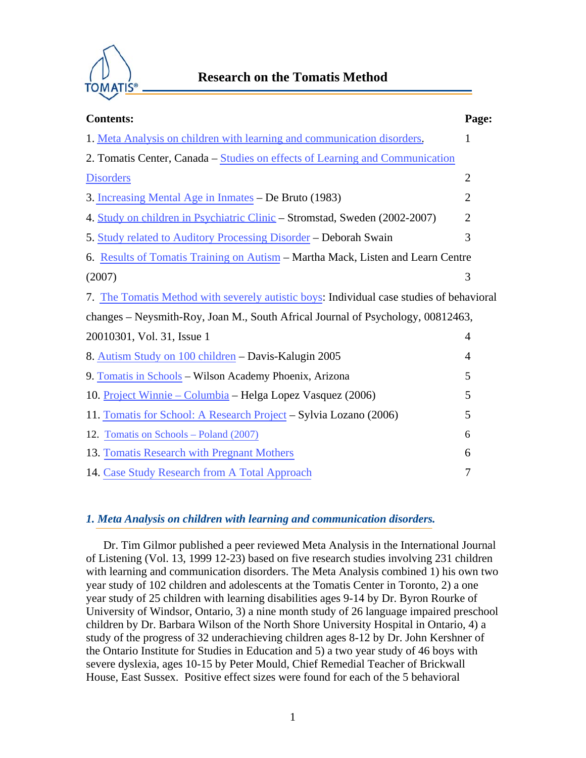# Research on the Tomatis Method

| Contents: | Page: |
| --- | --- |
| 1. Meta Analysis on children with learning and communication disorders. | 1 |
| 2. Tomatis Center, Canada – Studies on effects of Learning and Communication Disorders | 2 |
| 3. Increasing Mental Age in Inmates – De Bruto (1983) | 2 |
| 4. Study on children in Psychiatric Clinic – Stromstad, Sweden (2002-2007) | 2 |
| 5. Study related to Auditory Processing Disorder – Deborah Swain | 3 |
| 6. Results of Tomatis Training on Autism – Martha Mack, Listen and Learn Centre (2007) | 3 |
| 7. The Tomatis Method with severely autistic boys: Individual case studies of behavioral changes – Neysmith-Roy, Joan M., South Africal Journal of Psychology, 00812463, 20010301, Vol. 31, Issue 1 | 4 |
| 8. Autism Study on 100 children – Davis-Kalugin 2005 | 4 |
| 9. Tomatis in Schools – Wilson Academy Phoenix, Arizona | 5 |
| 10. Project Winnie – Columbia – Helga Lopez Vasquez (2006) | 5 |
| 11. Tomatis for School: A Research Project – Sylvia Lozano (2006) | 5 |
| 12. Tomatis on Schools – Poland (2007) | 6 |
| 13. Tomatis Research with Pregnant Mothers | 6 |
| 14. Case Study Research from A Total Approach | 7 |

## *1. Meta Analysis on children with learning and communication disorders.*

Dr. Tim Gilmor published a peer reviewed Meta Analysis in the International Journal of Listening (Vol. 13, 1999 12-23) based on five research studies involving 231 children with learning and communication disorders. The Meta Analysis combined 1) his own two year study of 102 children and adolescents at the Tomatis Center in Toronto, 2) a one year study of 25 children with learning disabilities ages 9-14 by Dr. Byron Rourke of University of Windsor, Ontario, 3) a nine month study of 26 language impaired preschool children by Dr. Barbara Wilson of the North Shore University Hospital in Ontario, 4) a study of the progress of 32 underachieving children ages 8-12 by Dr. John Kershner of the Ontario Institute for Studies in Education and 5) a two year study of 46 boys with severe dyslexia, ages 10-15 by Peter Mould, Chief Remedial Teacher of Brickwall House, East Sussex. Positive effect sizes were found for each of the 5 behavioral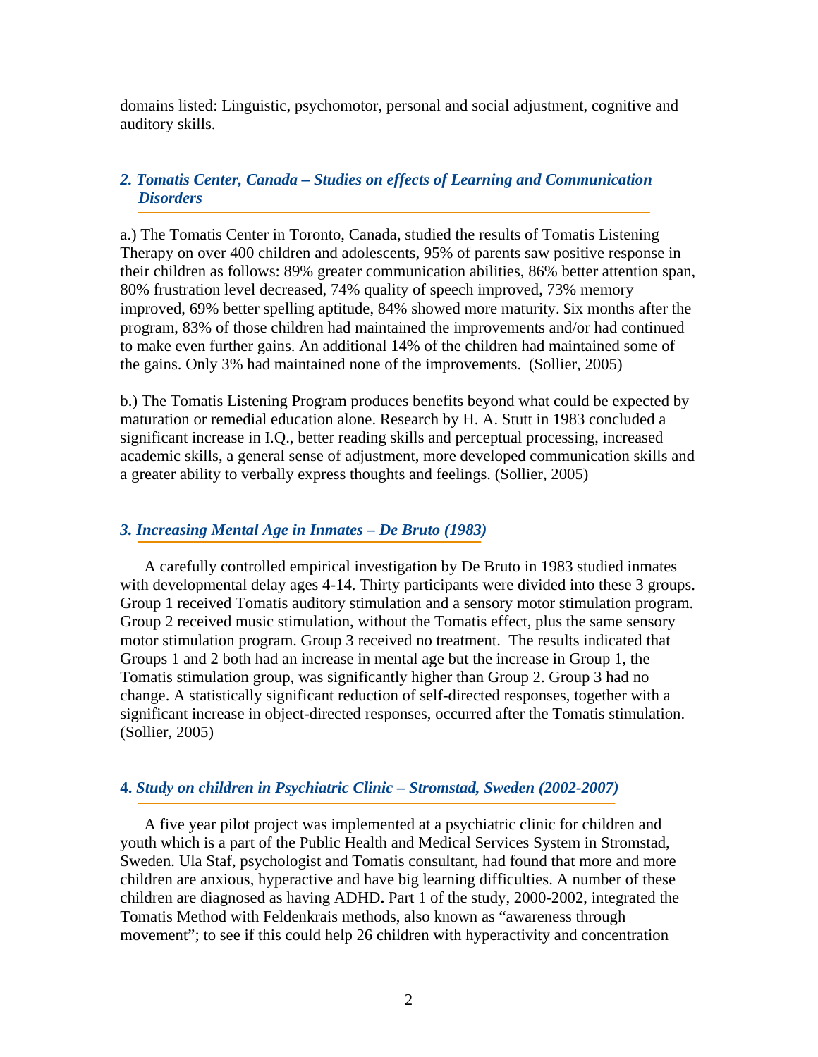domains listed: Linguistic, psychomotor, personal and social adjustment, cognitive and auditory skills.

### *2. Tomatis Center, Canada – Studies on effects of Learning and Communication Disorders*

a.) The Tomatis Center in Toronto, Canada, studied the results of Tomatis Listening Therapy on over 400 children and adolescents, 95% of parents saw positive response in their children as follows: 89% greater communication abilities, 86% better attention span, 80% frustration level decreased, 74% quality of speech improved, 73% memory improved, 69% better spelling aptitude, 84% showed more maturity. Six months after the program, 83% of those children had maintained the improvements and/or had continued to make even further gains. An additional 14% of the children had maintained some of the gains. Only 3% had maintained none of the improvements. (Sollier, 2005)

b.) The Tomatis Listening Program produces benefits beyond what could be expected by maturation or remedial education alone. Research by H. A. Stutt in 1983 concluded a significant increase in I.Q., better reading skills and perceptual processing, increased academic skills, a general sense of adjustment, more developed communication skills and a greater ability to verbally express thoughts and feelings. (Sollier, 2005)

### *3. Increasing Mental Age in Inmates – De Bruto (1983)*

A carefully controlled empirical investigation by De Bruto in 1983 studied inmates with developmental delay ages 4-14. Thirty participants were divided into these 3 groups. Group 1 received Tomatis auditory stimulation and a sensory motor stimulation program. Group 2 received music stimulation, without the Tomatis effect, plus the same sensory motor stimulation program. Group 3 received no treatment. The results indicated that Groups 1 and 2 both had an increase in mental age but the increase in Group 1, the Tomatis stimulation group, was significantly higher than Group 2. Group 3 had no change. A statistically significant reduction of self-directed responses, together with a significant increase in object-directed responses, occurred after the Tomatis stimulation. (Sollier, 2005)

### **4.** *Study on children in Psychiatric Clinic – Stromstad, Sweden (2002-2007)*

A five year pilot project was implemented at a psychiatric clinic for children and youth which is a part of the Public Health and Medical Services System in Stromstad, Sweden. Ula Staf, psychologist and Tomatis consultant, had found that more and more children are anxious, hyperactive and have big learning difficulties. A number of these children are diagnosed as having ADHD**.** Part 1 of the study, 2000-2002, integrated the Tomatis Method with Feldenkrais methods, also known as "awareness through movement"; to see if this could help 26 children with hyperactivity and concentration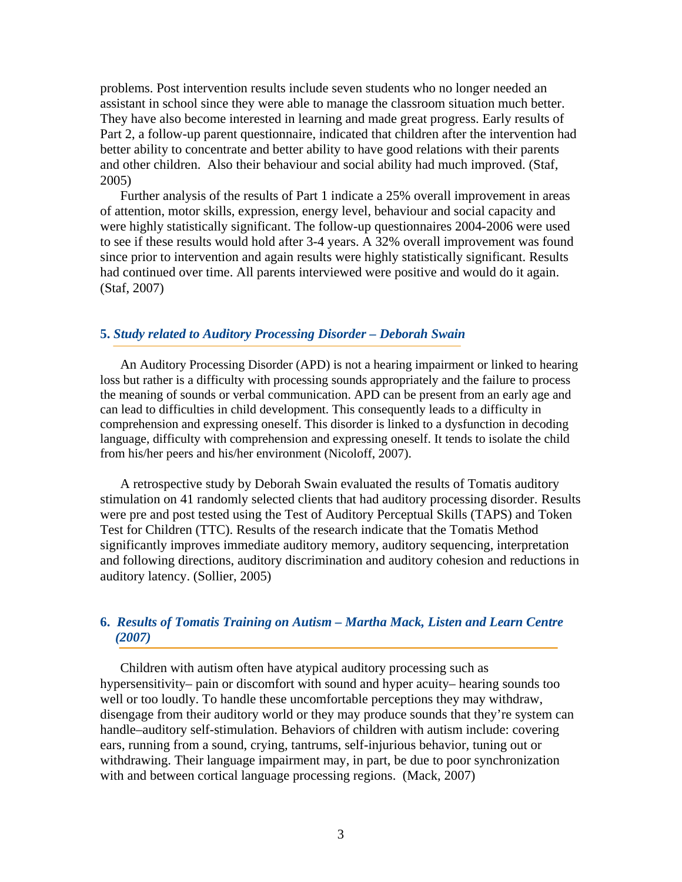problems. Post intervention results include seven students who no longer needed an assistant in school since they were able to manage the classroom situation much better. They have also become interested in learning and made great progress. Early results of Part 2, a follow-up parent questionnaire, indicated that children after the intervention had better ability to concentrate and better ability to have good relations with their parents and other children. Also their behaviour and social ability had much improved. (Staf, 2005)

Further analysis of the results of Part 1 indicate a 25% overall improvement in areas of attention, motor skills, expression, energy level, behaviour and social capacity and were highly statistically significant. The follow-up questionnaires 2004-2006 were used to see if these results would hold after 3-4 years. A 32% overall improvement was found since prior to intervention and again results were highly statistically significant. Results had continued over time. All parents interviewed were positive and would do it again. (Staf, 2007)

## 5. *Study related to Auditory Processing Disorder – Deborah Swain*

An Auditory Processing Disorder (APD) is not a hearing impairment or linked to hearing loss but rather is a difficulty with processing sounds appropriately and the failure to process the meaning of sounds or verbal communication. APD can be present from an early age and can lead to difficulties in child development. This consequently leads to a difficulty in comprehension and expressing oneself. This disorder is linked to a dysfunction in decoding language, difficulty with comprehension and expressing oneself. It tends to isolate the child from his/her peers and his/her environment (Nicoloff, 2007).

A retrospective study by Deborah Swain evaluated the results of Tomatis auditory stimulation on 41 randomly selected clients that had auditory processing disorder. Results were pre and post tested using the Test of Auditory Perceptual Skills (TAPS) and Token Test for Children (TTC). Results of the research indicate that the Tomatis Method significantly improves immediate auditory memory, auditory sequencing, interpretation and following directions, auditory discrimination and auditory cohesion and reductions in auditory latency. (Sollier, 2005)

## 6. *Results of Tomatis Training on Autism – Martha Mack, Listen and Learn Centre (2007)*

Children with autism often have atypical auditory processing such as hypersensitivity– pain or discomfort with sound and hyper acuity– hearing sounds too well or too loudly. To handle these uncomfortable perceptions they may withdraw, disengage from their auditory world or they may produce sounds that they're system can handle–auditory self-stimulation. Behaviors of children with autism include: covering ears, running from a sound, crying, tantrums, self-injurious behavior, tuning out or withdrawing. Their language impairment may, in part, be due to poor synchronization with and between cortical language processing regions. (Mack, 2007)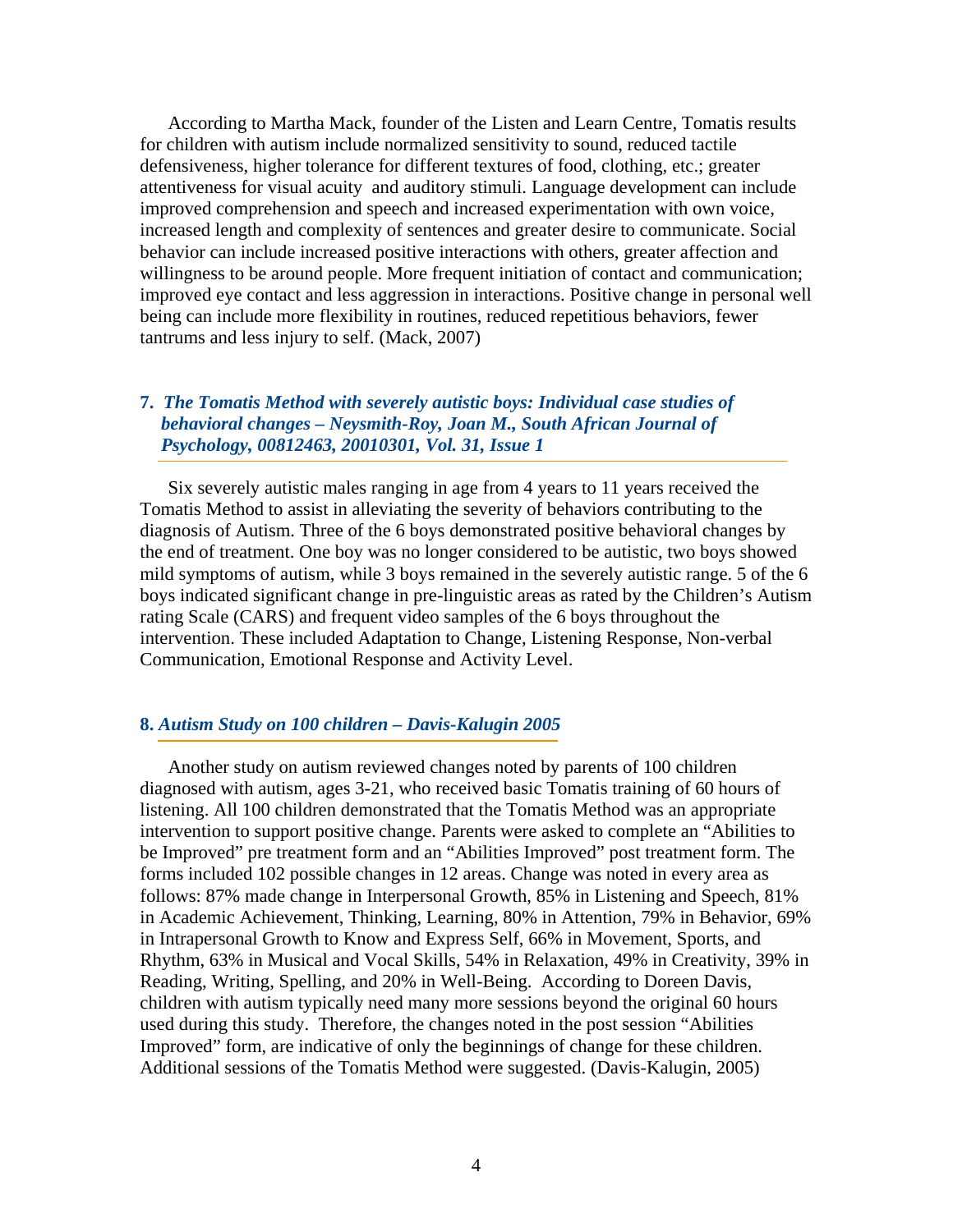According to Martha Mack, founder of the Listen and Learn Centre, Tomatis results for children with autism include normalized sensitivity to sound, reduced tactile defensiveness, higher tolerance for different textures of food, clothing, etc.; greater attentiveness for visual acuity and auditory stimuli. Language development can include improved comprehension and speech and increased experimentation with own voice, increased length and complexity of sentences and greater desire to communicate. Social behavior can include increased positive interactions with others, greater affection and willingness to be around people. More frequent initiation of contact and communication; improved eye contact and less aggression in interactions. Positive change in personal well being can include more flexibility in routines, reduced repetitious behaviors, fewer tantrums and less injury to self. (Mack, 2007)

### 7. *The Tomatis Method with severely autistic boys: Individual case studies of behavioral changes – Neysmith-Roy, Joan M., South African Journal of Psychology, 00812463, 20010301, Vol. 31, Issue 1*

Six severely autistic males ranging in age from 4 years to 11 years received the Tomatis Method to assist in alleviating the severity of behaviors contributing to the diagnosis of Autism. Three of the 6 boys demonstrated positive behavioral changes by the end of treatment. One boy was no longer considered to be autistic, two boys showed mild symptoms of autism, while 3 boys remained in the severely autistic range. 5 of the 6 boys indicated significant change in pre-linguistic areas as rated by the Children's Autism rating Scale (CARS) and frequent video samples of the 6 boys throughout the intervention. These included Adaptation to Change, Listening Response, Non-verbal Communication, Emotional Response and Activity Level.

### 8. *Autism Study on 100 children – Davis-Kalugin 2005*

Another study on autism reviewed changes noted by parents of 100 children diagnosed with autism, ages 3-21, who received basic Tomatis training of 60 hours of listening. All 100 children demonstrated that the Tomatis Method was an appropriate intervention to support positive change. Parents were asked to complete an "Abilities to be Improved" pre treatment form and an "Abilities Improved" post treatment form. The forms included 102 possible changes in 12 areas. Change was noted in every area as follows: 87% made change in Interpersonal Growth, 85% in Listening and Speech, 81% in Academic Achievement, Thinking, Learning, 80% in Attention, 79% in Behavior, 69% in Intrapersonal Growth to Know and Express Self, 66% in Movement, Sports, and Rhythm, 63% in Musical and Vocal Skills, 54% in Relaxation, 49% in Creativity, 39% in Reading, Writing, Spelling, and 20% in Well-Being. According to Doreen Davis, children with autism typically need many more sessions beyond the original 60 hours used during this study. Therefore, the changes noted in the post session "Abilities Improved" form, are indicative of only the beginnings of change for these children. Additional sessions of the Tomatis Method were suggested. (Davis-Kalugin, 2005)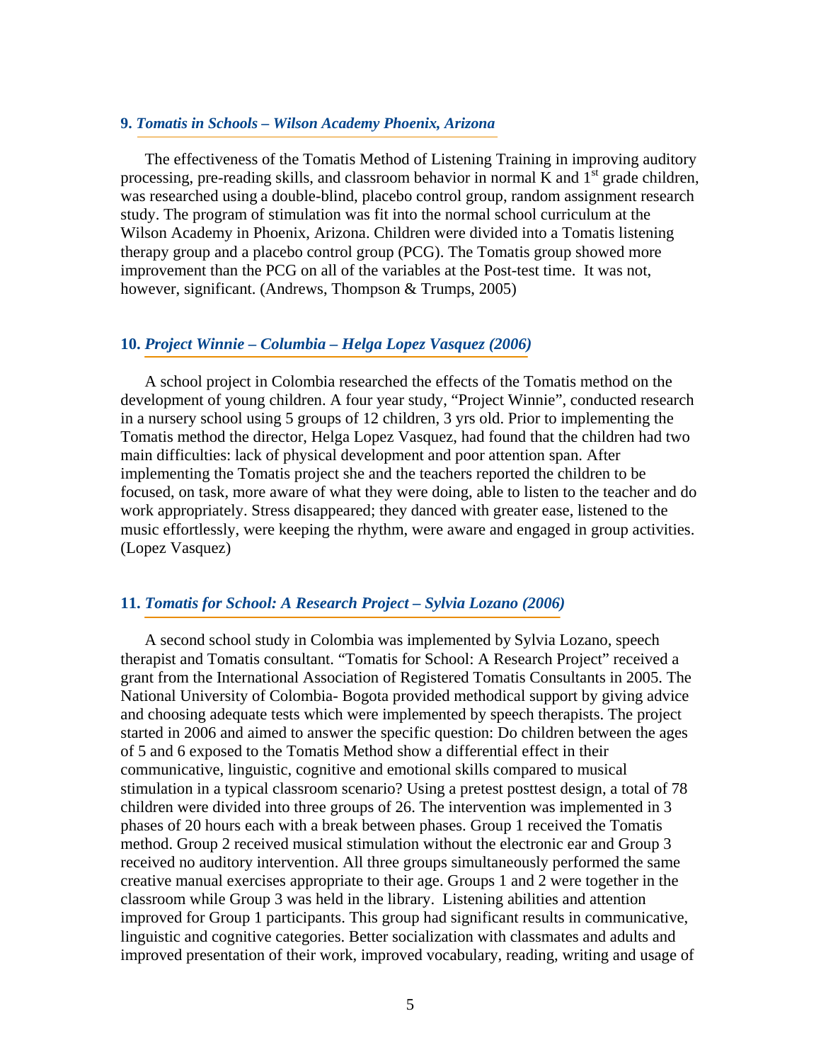### 9. *Tomatis in Schools – Wilson Academy Phoenix, Arizona*

The effectiveness of the Tomatis Method of Listening Training in improving auditory processing, pre-reading skills, and classroom behavior in normal K and 1st grade children, was researched using a double-blind, placebo control group, random assignment research study. The program of stimulation was fit into the normal school curriculum at the Wilson Academy in Phoenix, Arizona. Children were divided into a Tomatis listening therapy group and a placebo control group (PCG). The Tomatis group showed more improvement than the PCG on all of the variables at the Post-test time. It was not, however, significant. (Andrews, Thompson & Trumps, 2005)

### 10. *Project Winnie – Columbia – Helga Lopez Vasquez (2006)*

A school project in Colombia researched the effects of the Tomatis method on the development of young children. A four year study, "Project Winnie", conducted research in a nursery school using 5 groups of 12 children, 3 yrs old. Prior to implementing the Tomatis method the director, Helga Lopez Vasquez, had found that the children had two main difficulties: lack of physical development and poor attention span. After implementing the Tomatis project she and the teachers reported the children to be focused, on task, more aware of what they were doing, able to listen to the teacher and do work appropriately. Stress disappeared; they danced with greater ease, listened to the music effortlessly, were keeping the rhythm, were aware and engaged in group activities. (Lopez Vasquez)

### 11. *Tomatis for School: A Research Project – Sylvia Lozano (2006)*

A second school study in Colombia was implemented by Sylvia Lozano, speech therapist and Tomatis consultant. "Tomatis for School: A Research Project" received a grant from the International Association of Registered Tomatis Consultants in 2005. The National University of Colombia- Bogota provided methodical support by giving advice and choosing adequate tests which were implemented by speech therapists. The project started in 2006 and aimed to answer the specific question: Do children between the ages of 5 and 6 exposed to the Tomatis Method show a differential effect in their communicative, linguistic, cognitive and emotional skills compared to musical stimulation in a typical classroom scenario? Using a pretest posttest design, a total of 78 children were divided into three groups of 26. The intervention was implemented in 3 phases of 20 hours each with a break between phases. Group 1 received the Tomatis method. Group 2 received musical stimulation without the electronic ear and Group 3 received no auditory intervention. All three groups simultaneously performed the same creative manual exercises appropriate to their age. Groups 1 and 2 were together in the classroom while Group 3 was held in the library. Listening abilities and attention improved for Group 1 participants. This group had significant results in communicative, linguistic and cognitive categories. Better socialization with classmates and adults and improved presentation of their work, improved vocabulary, reading, writing and usage of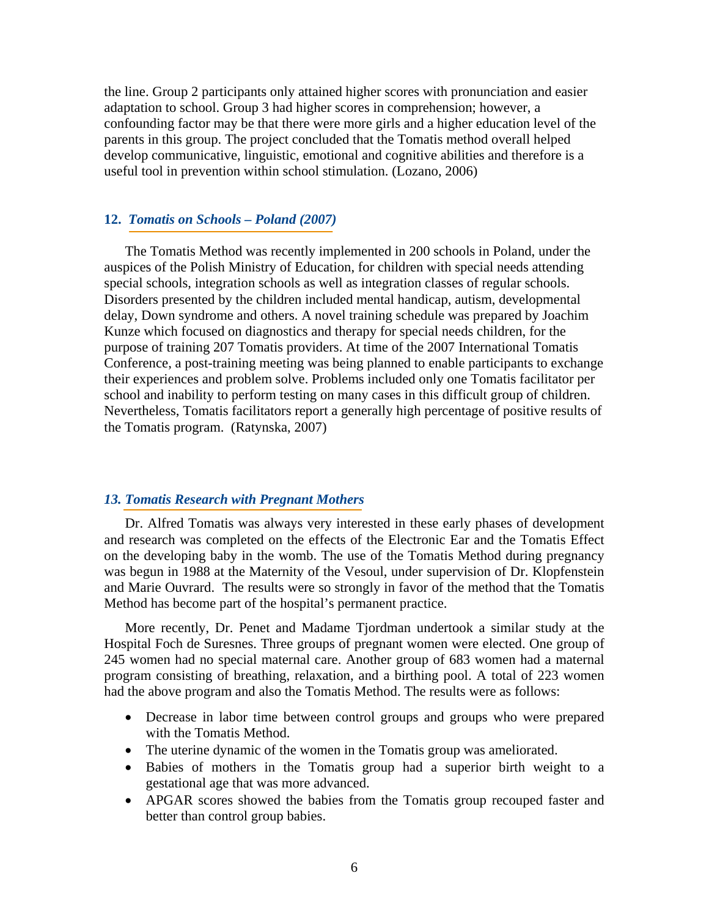the line. Group 2 participants only attained higher scores with pronunciation and easier adaptation to school. Group 3 had higher scores in comprehension; however, a confounding factor may be that there were more girls and a higher education level of the parents in this group. The project concluded that the Tomatis method overall helped develop communicative, linguistic, emotional and cognitive abilities and therefore is a useful tool in prevention within school stimulation. (Lozano, 2006)

## 12. *Tomatis on Schools – Poland (2007)*

The Tomatis Method was recently implemented in 200 schools in Poland, under the auspices of the Polish Ministry of Education, for children with special needs attending special schools, integration schools as well as integration classes of regular schools. Disorders presented by the children included mental handicap, autism, developmental delay, Down syndrome and others. A novel training schedule was prepared by Joachim Kunze which focused on diagnostics and therapy for special needs children, for the purpose of training 207 Tomatis providers. At time of the 2007 International Tomatis Conference, a post-training meeting was being planned to enable participants to exchange their experiences and problem solve. Problems included only one Tomatis facilitator per school and inability to perform testing on many cases in this difficult group of children. Nevertheless, Tomatis facilitators report a generally high percentage of positive results of the Tomatis program. (Ratynska, 2007)

## *13. Tomatis Research with Pregnant Mothers*

Dr. Alfred Tomatis was always very interested in these early phases of development and research was completed on the effects of the Electronic Ear and the Tomatis Effect on the developing baby in the womb. The use of the Tomatis Method during pregnancy was begun in 1988 at the Maternity of the Vesoul, under supervision of Dr. Klopfenstein and Marie Ouvrard. The results were so strongly in favor of the method that the Tomatis Method has become part of the hospital's permanent practice.

More recently, Dr. Penet and Madame Tjordman undertook a similar study at the Hospital Foch de Suresnes. Three groups of pregnant women were elected. One group of 245 women had no special maternal care. Another group of 683 women had a maternal program consisting of breathing, relaxation, and a birthing pool. A total of 223 women had the above program and also the Tomatis Method. The results were as follows:

- Decrease in labor time between control groups and groups who were prepared with the Tomatis Method.
- The uterine dynamic of the women in the Tomatis group was ameliorated.
- Babies of mothers in the Tomatis group had a superior birth weight to a gestational age that was more advanced.
- APGAR scores showed the babies from the Tomatis group recouped faster and better than control group babies.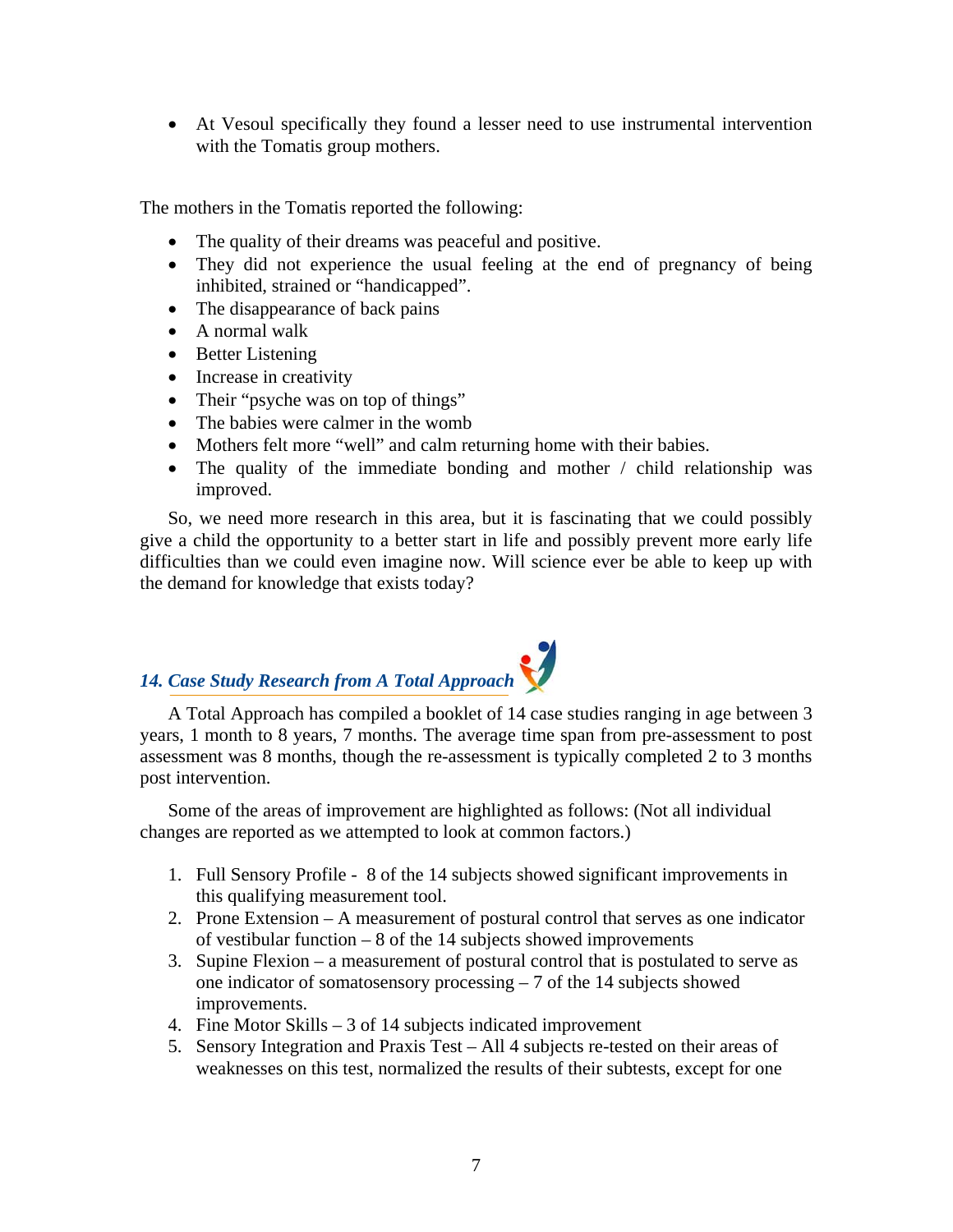- At Vesoul specifically they found a lesser need to use instrumental intervention with the Tomatis group mothers.

The mothers in the Tomatis reported the following:

- The quality of their dreams was peaceful and positive.
- They did not experience the usual feeling at the end of pregnancy of being inhibited, strained or "handicapped".
- The disappearance of back pains
- A normal walk
- Better Listening
- Increase in creativity
- Their "psyche was on top of things"
- The babies were calmer in the womb
- Mothers felt more "well" and calm returning home with their babies.
- The quality of the immediate bonding and mother / child relationship was improved.

So, we need more research in this area, but it is fascinating that we could possibly give a child the opportunity to a better start in life and possibly prevent more early life difficulties than we could even imagine now. Will science ever be able to keep up with the demand for knowledge that exists today?

## *14. Case Study Research from A Total Approach*

A Total Approach has compiled a booklet of 14 case studies ranging in age between 3 years, 1 month to 8 years, 7 months. The average time span from pre-assessment to post assessment was 8 months, though the re-assessment is typically completed 2 to 3 months post intervention.

Some of the areas of improvement are highlighted as follows: (Not all individual changes are reported as we attempted to look at common factors.)

1. Full Sensory Profile - 8 of the 14 subjects showed significant improvements in this qualifying measurement tool.
2. Prone Extension – A measurement of postural control that serves as one indicator of vestibular function – 8 of the 14 subjects showed improvements
3. Supine Flexion – a measurement of postural control that is postulated to serve as one indicator of somatosensory processing – 7 of the 14 subjects showed improvements.
4. Fine Motor Skills – 3 of 14 subjects indicated improvement
5. Sensory Integration and Praxis Test – All 4 subjects re-tested on their areas of weaknesses on this test, normalized the results of their subtests, except for one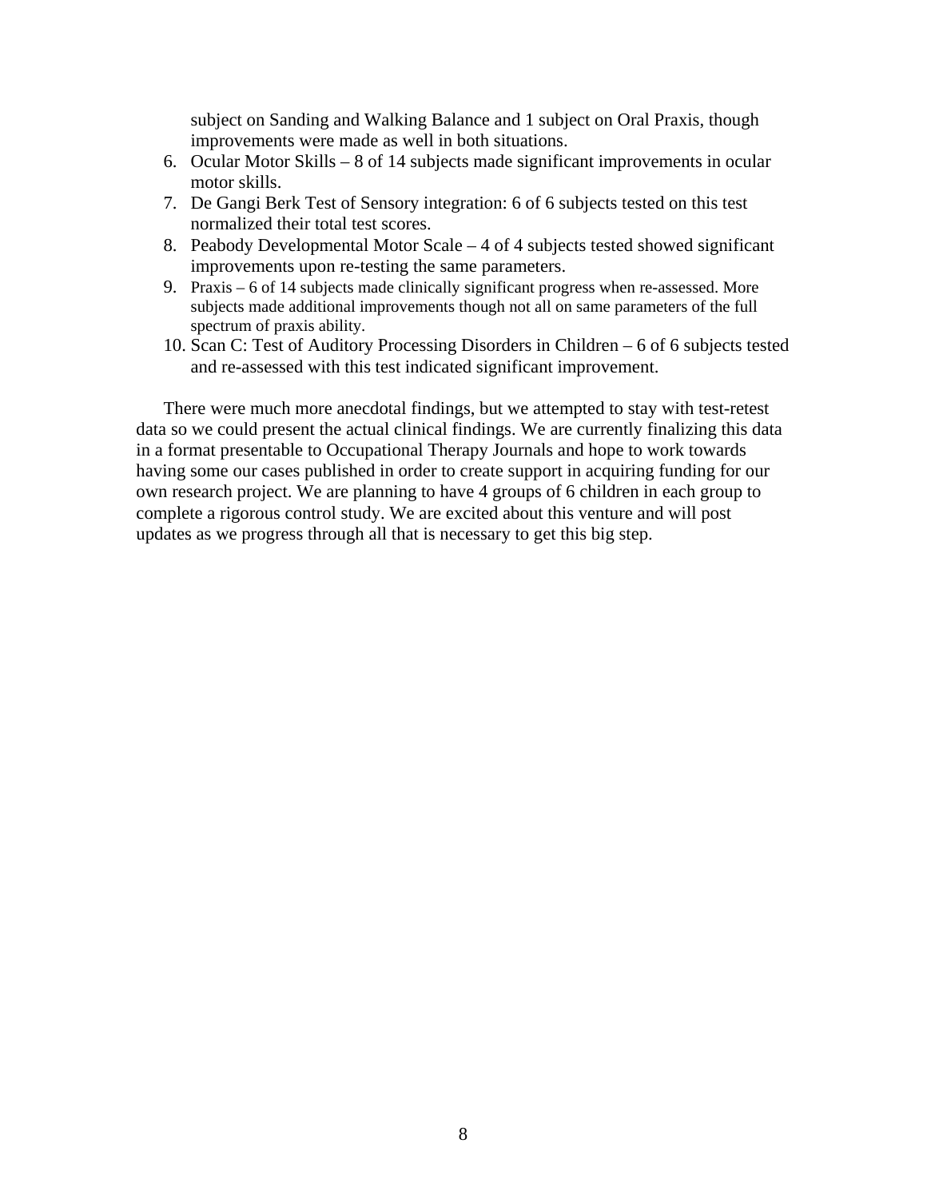subject on Sanding and Walking Balance and 1 subject on Oral Praxis, though improvements were made as well in both situations.

6. Ocular Motor Skills – 8 of 14 subjects made significant improvements in ocular motor skills.
7. De Gangi Berk Test of Sensory integration: 6 of 6 subjects tested on this test normalized their total test scores.
8. Peabody Developmental Motor Scale – 4 of 4 subjects tested showed significant improvements upon re-testing the same parameters.
9. Praxis – 6 of 14 subjects made clinically significant progress when re-assessed. More subjects made additional improvements though not all on same parameters of the full spectrum of praxis ability.
10. Scan C: Test of Auditory Processing Disorders in Children – 6 of 6 subjects tested and re-assessed with this test indicated significant improvement.

There were much more anecdotal findings, but we attempted to stay with test-retest data so we could present the actual clinical findings. We are currently finalizing this data in a format presentable to Occupational Therapy Journals and hope to work towards having some our cases published in order to create support in acquiring funding for our own research project. We are planning to have 4 groups of 6 children in each group to complete a rigorous control study. We are excited about this venture and will post updates as we progress through all that is necessary to get this big step.